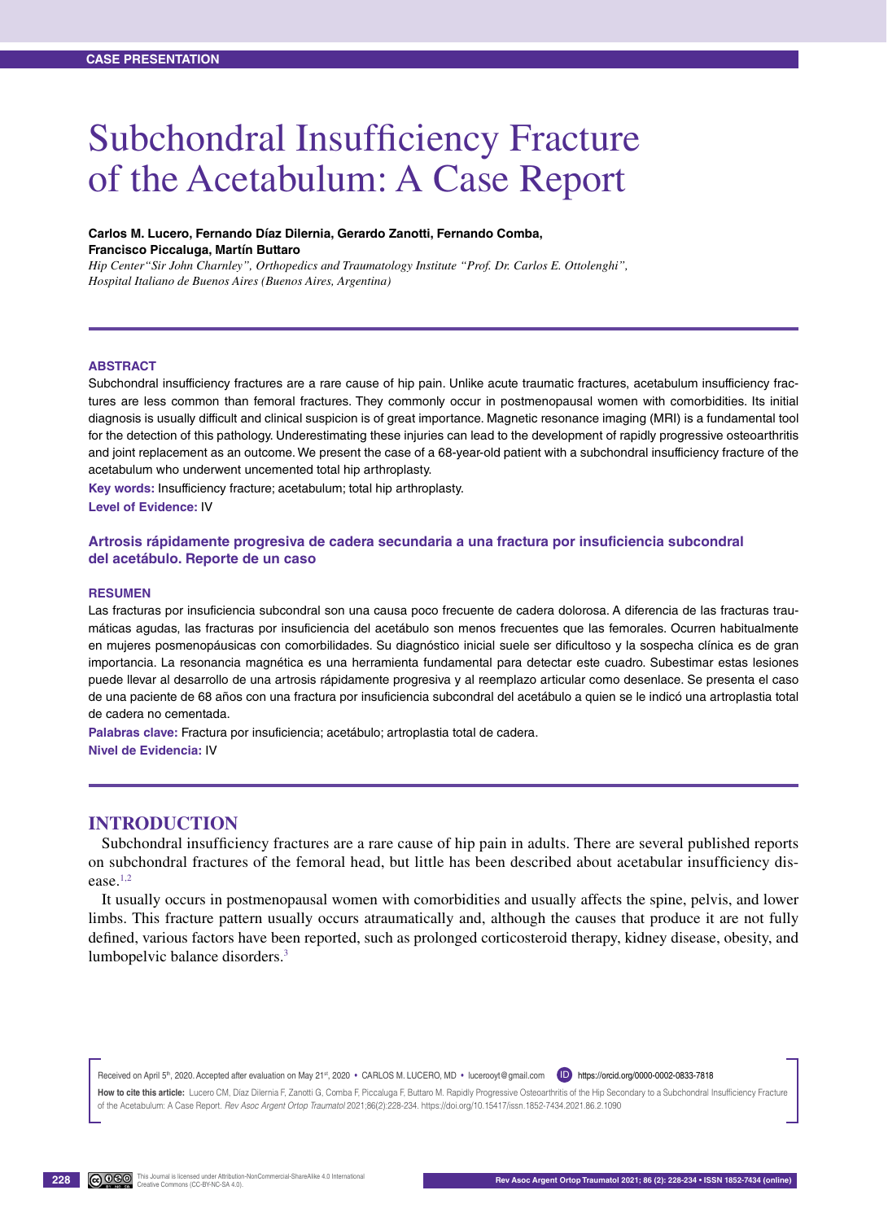CASE PRESENTATION

# Subchondral Insufficiency Fracture of the Acetabulum: A Case Report

**Carlos M. Lucero, Fernando Díaz Dilernia, Gerardo Zanotti, Fernando Comba, Francisco Piccaluga, Martín Buttaro**

*Hip Center "Sir John Charnley", Orthopedics and Traumatology Institute "Prof. Dr. Carlos E. Ottolenghi", Hospital Italiano de Buenos Aires (Buenos Aires, Argentina)*

## ABSTRACT

Subchondral insufficiency fractures are a rare cause of hip pain. Unlike acute traumatic fractures, acetabulum insufficiency fractures are less common than femoral fractures. They commonly occur in postmenopausal women with comorbidities. Its initial diagnosis is usually difficult and clinical suspicion is of great importance. Magnetic resonance imaging (MRI) is a fundamental tool for the detection of this pathology. Underestimating these injuries can lead to the development of rapidly progressive osteoarthritis and joint replacement as an outcome. We present the case of a 68-year-old patient with a subchondral insufficiency fracture of the acetabulum who underwent uncemented total hip arthroplasty.

**Key words:** Insufficiency fracture; acetabulum; total hip arthroplasty.

**Level of Evidence:** IV

### Artrosis rápidamente progresiva de cadera secundaria a una fractura por insuficiencia subcondral del acetábulo. Reporte de un caso

## RESUMEN

Las fracturas por insuficiencia subcondral son una causa poco frecuente de cadera dolorosa. A diferencia de las fracturas traumáticas agudas, las fracturas por insuficiencia del acetábulo son menos frecuentes que las femorales. Ocurren habitualmente en mujeres posmenopáusicas con comorbilidades. Su diagnóstico inicial suele ser dificultoso y la sospecha clínica es de gran importancia. La resonancia magnética es una herramienta fundamental para detectar este cuadro. Subestimar estas lesiones puede llevar al desarrollo de una artrosis rápidamente progresiva y al reemplazo articular como desenlace. Se presenta el caso de una paciente de 68 años con una fractura por insuficiencia subcondral del acetábulo a quien se le indicó una artroplastia total de cadera no cementada.

**Palabras clave:** Fractura por insuficiencia; acetábulo; artroplastia total de cadera.

**Nivel de Evidencia:** IV

## INTRODUCTION

Subchondral insufficiency fractures are a rare cause of hip pain in adults. There are several published reports on subchondral fractures of the femoral head, but little has been described about acetabular insufficiency disease.[1,2]

It usually occurs in postmenopausal women with comorbidities and usually affects the spine, pelvis, and lower limbs. This fracture pattern usually occurs atraumatically and, although the causes that produce it are not fully defined, various factors have been reported, such as prolonged corticosteroid therapy, kidney disease, obesity, and lumbopelvic balance disorders.[3]

Received on April 5th, 2020. Accepted after evaluation on May 21st, 2020 • CARLOS M. LUCERO, MD • lucerooyt@gmail.com • https://orcid.org/0000-0002-0833-7818

**How to cite this article:** Lucero CM, Diaz Dilernia F, Zanotti G, Comba F, Piccaluga F, Buttaro M. Rapidly Progressive Osteoarthritis of the Hip Secondary to a Subchondral Insufficiency Fracture of the Acetabulum: A Case Report. *Rev Asoc Argent Ortop Traumatol* 2021;86(2):228-234. https://doi.org/10.15417/issn.1852-7434.2021.86.2.1090

This Journal is licensed under Attribution-NonCommercial-ShareAlike 4.0 International Creative Commons (CC-BY-NC-SA 4.0).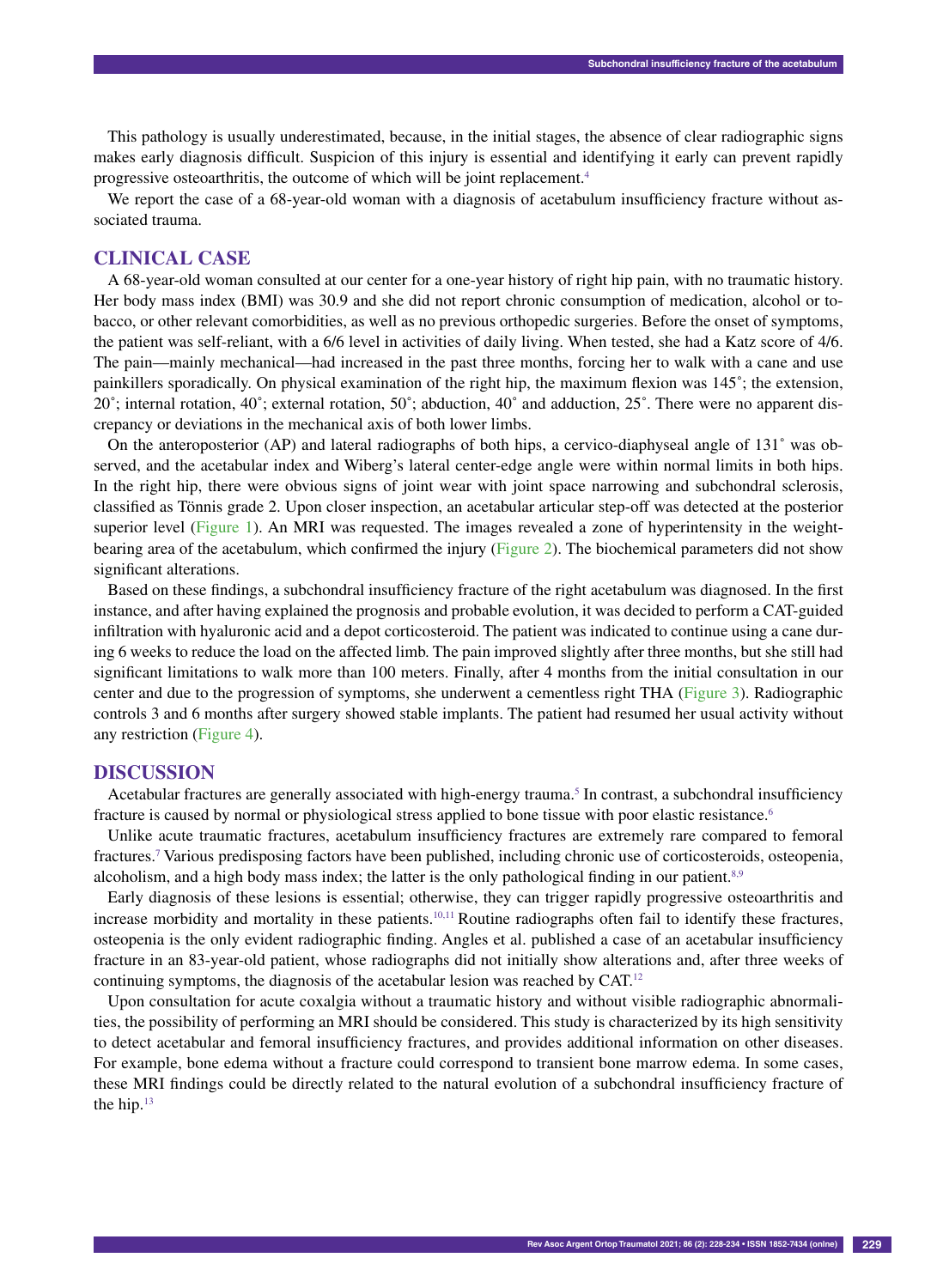This pathology is usually underestimated, because, in the initial stages, the absence of clear radiographic signs makes early diagnosis difficult. Suspicion of this injury is essential and identifying it early can prevent rapidly progressive osteoarthritis, the outcome of which will be joint replacement.[4]

We report the case of a 68-year-old woman with a diagnosis of acetabulum insufficiency fracture without associated trauma.

## CLINICAL CASE

A 68-year-old woman consulted at our center for a one-year history of right hip pain, with no traumatic history. Her body mass index (BMI) was 30.9 and she did not report chronic consumption of medication, alcohol or tobacco, or other relevant comorbidities, as well as no previous orthopedic surgeries. Before the onset of symptoms, the patient was self-reliant, with a 6/6 level in activities of daily living. When tested, she had a Katz score of 4/6. The pain—mainly mechanical—had increased in the past three months, forcing her to walk with a cane and use painkillers sporadically. On physical examination of the right hip, the maximum flexion was 145˚; the extension, 20˚; internal rotation, 40˚; external rotation, 50˚; abduction, 40˚ and adduction, 25˚. There were no apparent discrepancy or deviations in the mechanical axis of both lower limbs.

On the anteroposterior (AP) and lateral radiographs of both hips, a cervico-diaphyseal angle of 131˚ was observed, and the acetabular index and Wiberg's lateral center-edge angle were within normal limits in both hips. In the right hip, there were obvious signs of joint wear with joint space narrowing and subchondral sclerosis, classified as Tönnis grade 2. Upon closer inspection, an acetabular articular step-off was detected at the posterior superior level (Figure 1). An MRI was requested. The images revealed a zone of hyperintensity in the weight-bearing area of the acetabulum, which confirmed the injury (Figure 2). The biochemical parameters did not show significant alterations.

Based on these findings, a subchondral insufficiency fracture of the right acetabulum was diagnosed. In the first instance, and after having explained the prognosis and probable evolution, it was decided to perform a CAT-guided infiltration with hyaluronic acid and a depot corticosteroid. The patient was indicated to continue using a cane during 6 weeks to reduce the load on the affected limb. The pain improved slightly after three months, but she still had significant limitations to walk more than 100 meters. Finally, after 4 months from the initial consultation in our center and due to the progression of symptoms, she underwent a cementless right THA (Figure 3). Radiographic controls 3 and 6 months after surgery showed stable implants. The patient had resumed her usual activity without any restriction (Figure 4).

## DISCUSSION

Acetabular fractures are generally associated with high-energy trauma.[5] In contrast, a subchondral insufficiency fracture is caused by normal or physiological stress applied to bone tissue with poor elastic resistance.[6]

Unlike acute traumatic fractures, acetabulum insufficiency fractures are extremely rare compared to femoral fractures.[7] Various predisposing factors have been published, including chronic use of corticosteroids, osteopenia, alcoholism, and a high body mass index; the latter is the only pathological finding in our patient.[8,9]

Early diagnosis of these lesions is essential; otherwise, they can trigger rapidly progressive osteoarthritis and increase morbidity and mortality in these patients.[10,11] Routine radiographs often fail to identify these fractures, osteopenia is the only evident radiographic finding. Angles et al. published a case of an acetabular insufficiency fracture in an 83-year-old patient, whose radiographs did not initially show alterations and, after three weeks of continuing symptoms, the diagnosis of the acetabular lesion was reached by CAT.[12]

Upon consultation for acute coxalgia without a traumatic history and without visible radiographic abnormalities, the possibility of performing an MRI should be considered. This study is characterized by its high sensitivity to detect acetabular and femoral insufficiency fractures, and provides additional information on other diseases. For example, bone edema without a fracture could correspond to transient bone marrow edema. In some cases, these MRI findings could be directly related to the natural evolution of a subchondral insufficiency fracture of the hip.[13]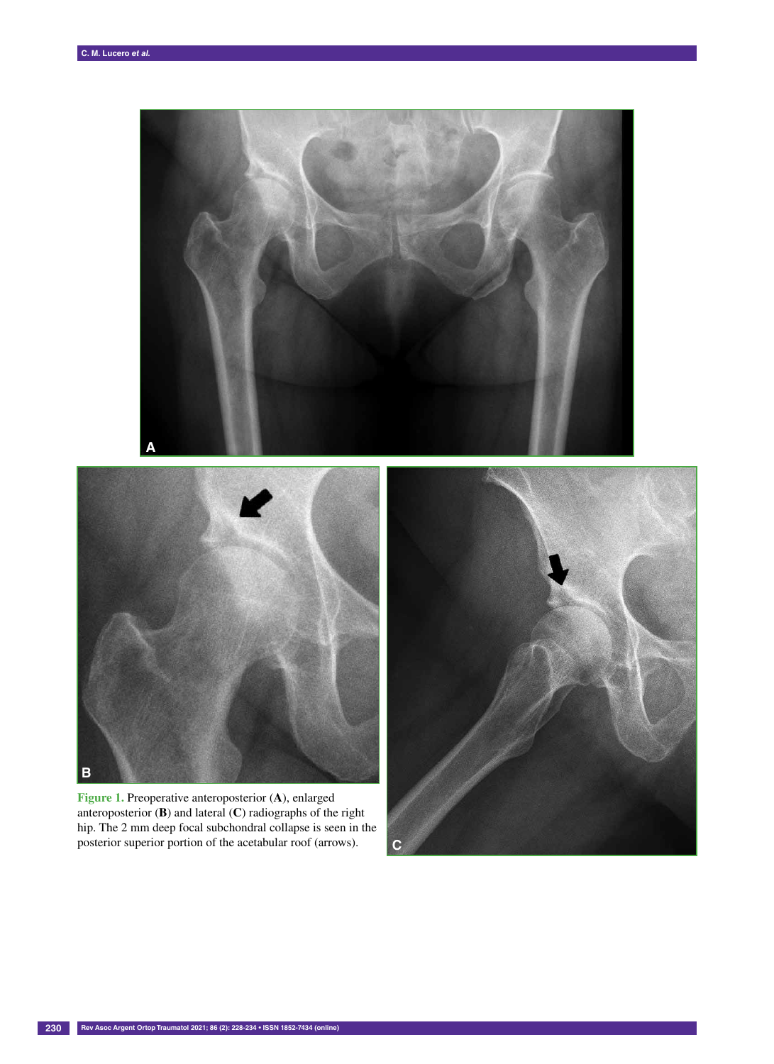**Figure 1.** Preoperative anteroposterior (**A**), enlarged anteroposterior (**B**) and lateral (**C**) radiographs of the right hip. The 2 mm deep focal subchondral collapse is seen in the posterior superior portion of the acetabular roof (arrows).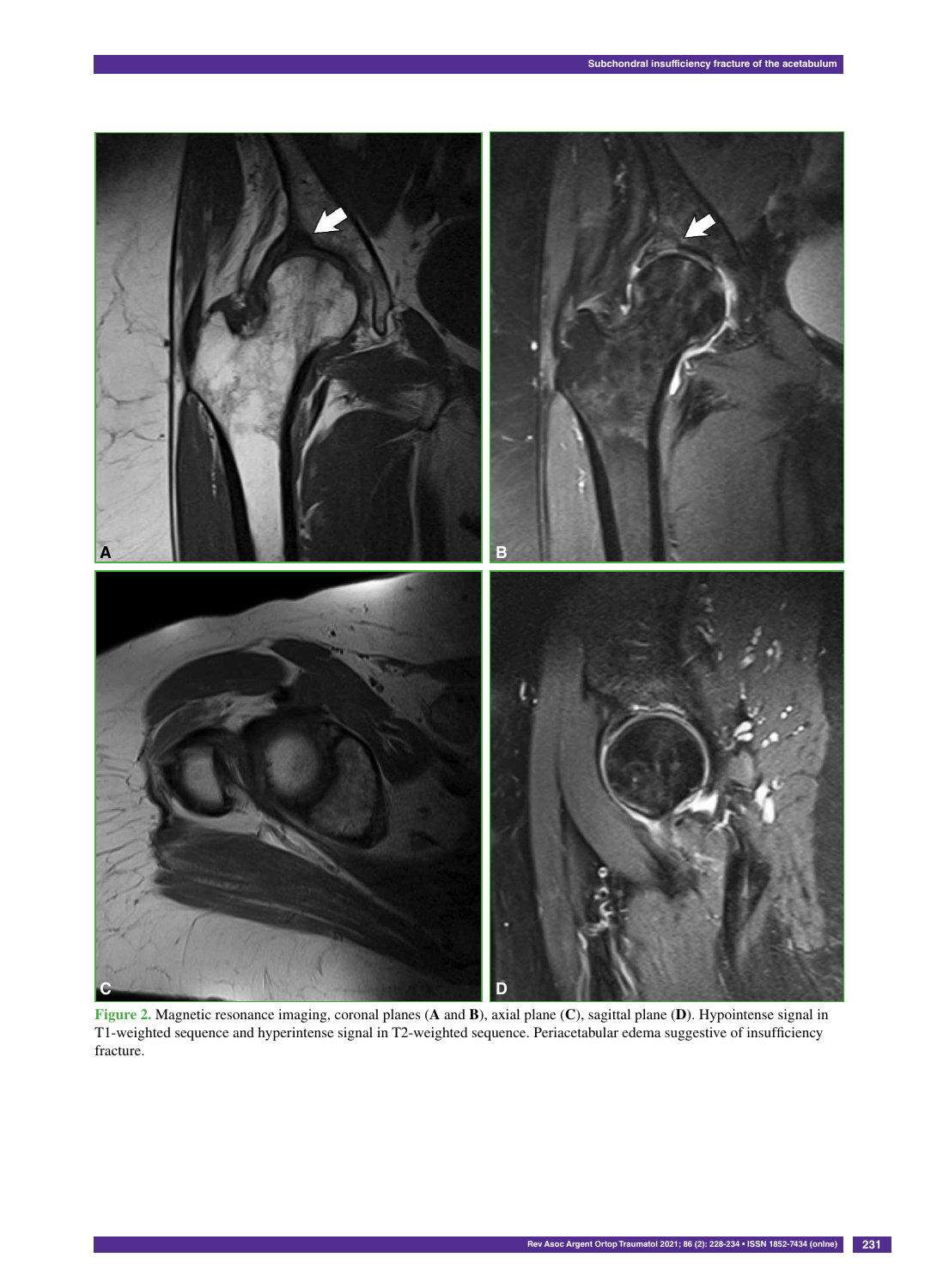**Figure 2.** Magnetic resonance imaging, coronal planes (**A** and **B**), axial plane (**C**), sagittal plane (**D**). Hypointense signal in T1-weighted sequence and hyperintense signal in T2-weighted sequence. Periacetabular edema suggestive of insufficiency fracture.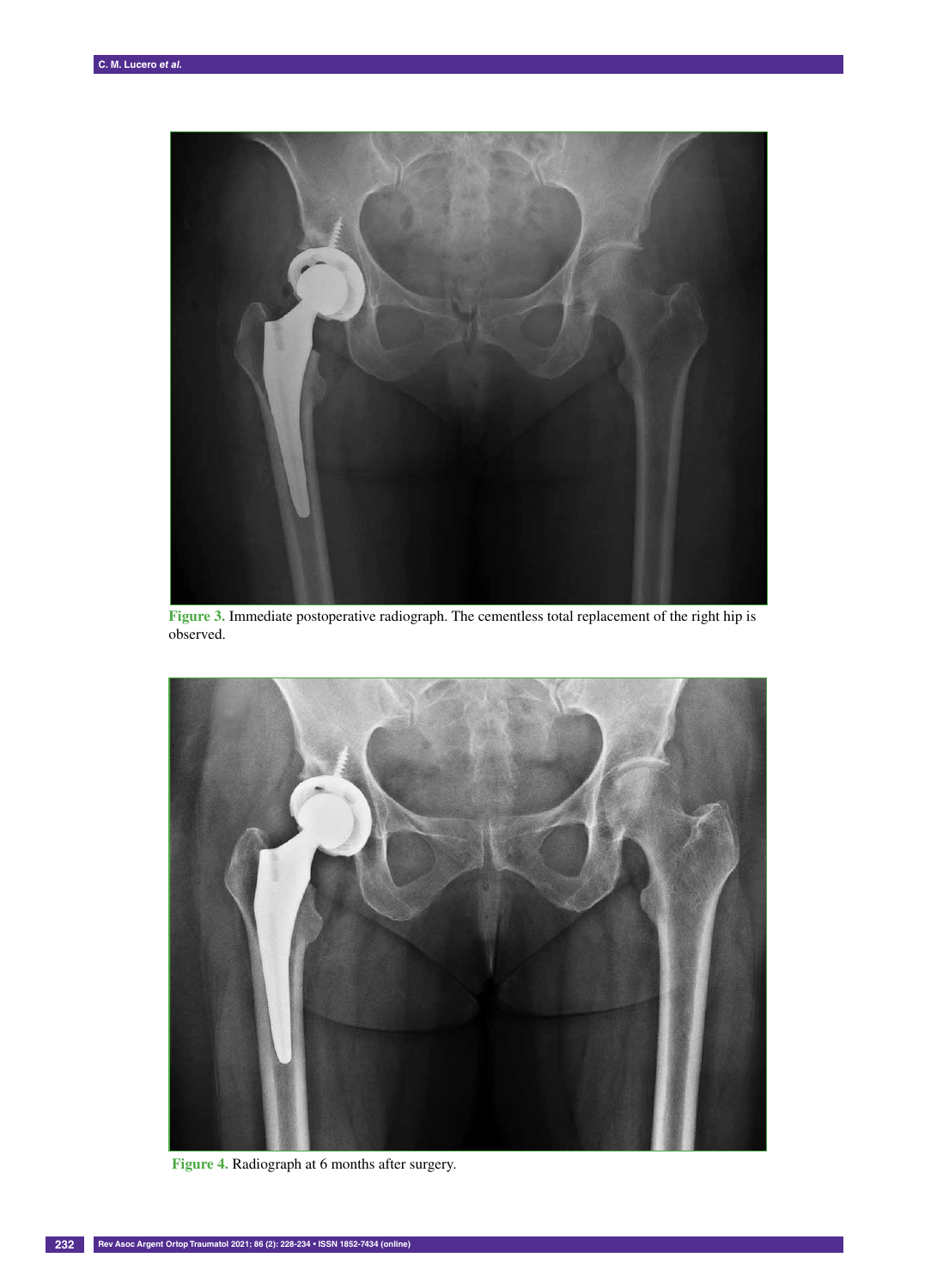**Figure 3.** Immediate postoperative radiograph. The cementless total replacement of the right hip is observed.

**Figure 4.** Radiograph at 6 months after surgery.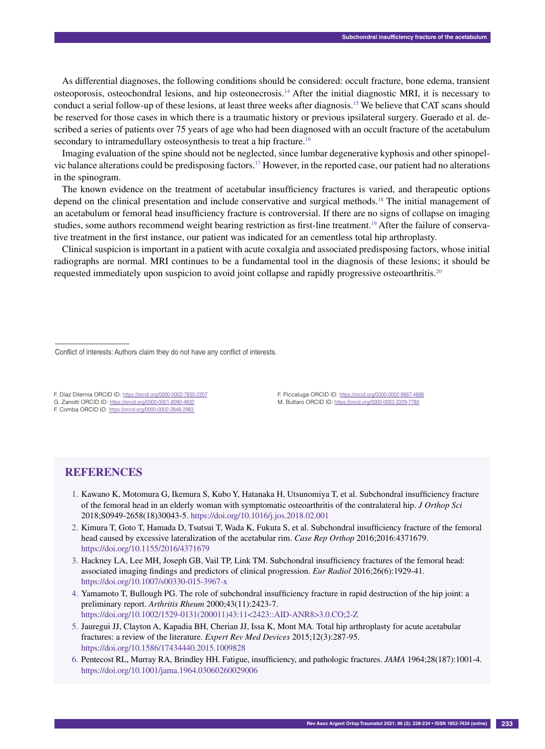As differential diagnoses, the following conditions should be considered: occult fracture, bone edema, transient osteoporosis, osteochondral lesions, and hip osteonecrosis.[14] After the initial diagnostic MRI, it is necessary to conduct a serial follow-up of these lesions, at least three weeks after diagnosis.[15] We believe that CAT scans should be reserved for those cases in which there is a traumatic history or previous ipsilateral surgery. Guerado et al. described a series of patients over 75 years of age who had been diagnosed with an occult fracture of the acetabulum secondary to intramedullary osteosynthesis to treat a hip fracture.[16]

Imaging evaluation of the spine should not be neglected, since lumbar degenerative kyphosis and other spinopelvic balance alterations could be predisposing factors.[17] However, in the reported case, our patient had no alterations in the spinogram.

The known evidence on the treatment of acetabular insufficiency fractures is varied, and therapeutic options depend on the clinical presentation and include conservative and surgical methods.[18] The initial management of an acetabulum or femoral head insufficiency fracture is controversial. If there are no signs of collapse on imaging studies, some authors recommend weight bearing restriction as first-line treatment.[19] After the failure of conservative treatment in the first instance, our patient was indicated for an cementless total hip arthroplasty.

Clinical suspicion is important in a patient with acute coxalgia and associated predisposing factors, whose initial radiographs are normal. MRI continues to be a fundamental tool in the diagnosis of these lesions; it should be requested immediately upon suspicion to avoid joint collapse and rapidly progressive osteoarthritis.[20]

---

Conflict of interests: Authors claim they do not have any conflict of interests.

F. Díaz Dilernia ORCID ID: https://orcid.org/0000-0002-7830-2207
G. Zanotti ORCID ID: https://orcid.org/0000-0001-8090-4832
F. Comba ORCID ID: https://orcid.org/0000-0002-2848-2983
F. Piccaluga ORCID ID: https://orcid.org/0000-0002-9887-4886
M. Buttaro ORCID ID: https://orcid.org/0000-0003-3329-778X

## REFERENCES

1. Kawano K, Motomura G, Ikemura S, Kubo Y, Hatanaka H, Utsunomiya T, et al. Subchondral insufficiency fracture of the femoral head in an elderly woman with symptomatic osteoarthritis of the contralateral hip. *J Orthop Sci* 2018;S0949-2658(18)30043-5. https://doi.org/10.1016/j.jos.2018.02.001
2. Kimura T, Goto T, Hamada D, Tsutsui T, Wada K, Fukuta S, et al. Subchondral insufficiency fracture of the femoral head caused by excessive lateralization of the acetabular rim. *Case Rep Orthop* 2016;2016:4371679. https://doi.org/10.1155/2016/4371679
3. Hackney LA, Lee MH, Joseph GB, Vail TP, Link TM. Subchondral insufficiency fractures of the femoral head: associated imaging findings and predictors of clinical progression. *Eur Radiol* 2016;26(6):1929-41. https://doi.org/10.1007/s00330-015-3967-x
4. Yamamoto T, Bullough PG. The role of subchondral insufficiency fracture in rapid destruction of the hip joint: a preliminary report. *Arthritis Rheum* 2000;43(11):2423-7. https://doi.org/10.1002/1529-0131(200011)43:11<2423::AID-ANR8>3.0.CO;2-Z
5. Jauregui JJ, Clayton A, Kapadia BH, Cherian JJ, Issa K, Mont MA. Total hip arthroplasty for acute acetabular fractures: a review of the literature. *Expert Rev Med Devices* 2015;12(3):287-95. https://doi.org/10.1586/17434440.2015.1009828
6. Pentecost RL, Murray RA, Brindley HH. Fatigue, insufficiency, and pathologic fractures. *JAMA* 1964;28(187):1001-4. https://doi.org/10.1001/jama.1964.03060260029006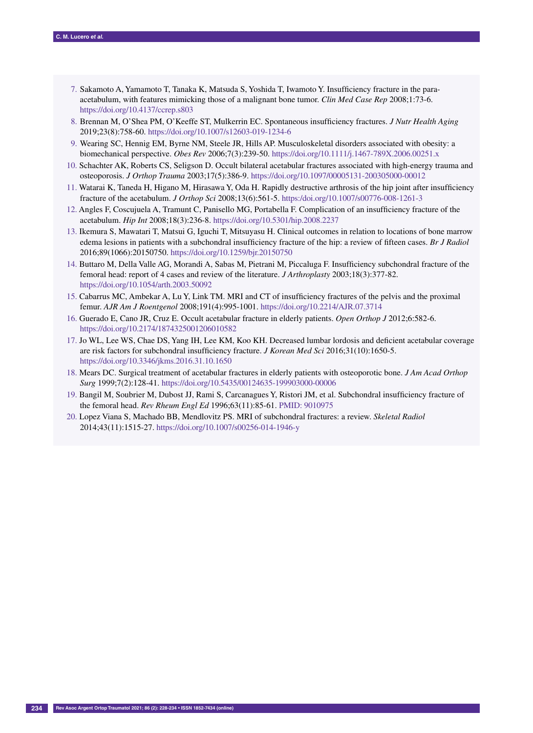7. Sakamoto A, Yamamoto T, Tanaka K, Matsuda S, Yoshida T, Iwamoto Y. Insufficiency fracture in the para-acetabulum, with features mimicking those of a malignant bone tumor. *Clin Med Case Rep* 2008;1:73-6. https://doi.org/10.4137/ccrep.s803
8. Brennan M, O'Shea PM, O'Keeffe ST, Mulkerrin EC. Spontaneous insufficiency fractures. *J Nutr Health Aging* 2019;23(8):758-60. https://doi.org/10.1007/s12603-019-1234-6
9. Wearing SC, Hennig EM, Byrne NM, Steele JR, Hills AP. Musculoskeletal disorders associated with obesity: a biomechanical perspective. *Obes Rev* 2006;7(3):239-50. https://doi.org/10.1111/j.1467-789X.2006.00251.x
10. Schachter AK, Roberts CS, Seligson D. Occult bilateral acetabular fractures associated with high-energy trauma and osteoporosis. *J Orthop Trauma* 2003;17(5):386-9. https://doi.org/10.1097/00005131-200305000-00012
11. Watarai K, Taneda H, Higano M, Hirasawa Y, Oda H. Rapidly destructive arthrosis of the hip joint after insufficiency fracture of the acetabulum. *J Orthop Sci* 2008;13(6):561-5. https:/doi.org/10.1007/s00776-008-1261-3
12. Angles F, Coscujuela A, Tramunt C, Panisello MG, Portabella F. Complication of an insufficiency fracture of the acetabulum. *Hip Int* 2008;18(3):236-8. https://doi.org/10.5301/hip.2008.2237
13. Ikemura S, Mawatari T, Matsui G, Iguchi T, Mitsuyasu H. Clinical outcomes in relation to locations of bone marrow edema lesions in patients with a subchondral insufficiency fracture of the hip: a review of fifteen cases. *Br J Radiol* 2016;89(1066):20150750. https://doi.org/10.1259/bjr.20150750
14. Buttaro M, Della Valle AG, Morandi A, Sabas M, Pietrani M, Piccaluga F. Insufficiency subchondral fracture of the femoral head: report of 4 cases and review of the literature. *J Arthroplasty* 2003;18(3):377-82. https://doi.org/10.1054/arth.2003.50092
15. Cabarrus MC, Ambekar A, Lu Y, Link TM. MRI and CT of insufficiency fractures of the pelvis and the proximal femur. *AJR Am J Roentgenol* 2008;191(4):995-1001. https://doi.org/10.2214/AJR.07.3714
16. Guerado E, Cano JR, Cruz E. Occult acetabular fracture in elderly patients. *Open Orthop J* 2012;6:582-6. https://doi.org/10.2174/1874325001206010582
17. Jo WL, Lee WS, Chae DS, Yang IH, Lee KM, Koo KH. Decreased lumbar lordosis and deficient acetabular coverage are risk factors for subchondral insufficiency fracture. *J Korean Med Sci* 2016;31(10):1650-5. https://doi.org/10.3346/jkms.2016.31.10.1650
18. Mears DC. Surgical treatment of acetabular fractures in elderly patients with osteoporotic bone. *J Am Acad Orthop Surg* 1999;7(2):128-41. https://doi.org/10.5435/00124635-199903000-00006
19. Bangil M, Soubrier M, Dubost JJ, Rami S, Carcanagues Y, Ristori JM, et al. Subchondral insufficiency fracture of the femoral head. *Rev Rheum Engl Ed* 1996;63(11):85-61. PMID: 9010975
20. Lopez Viana S, Machado BB, Mendlovitz PS. MRI of subchondral fractures: a review. *Skeletal Radiol* 2014;43(11):1515-27. https://doi.org/10.1007/s00256-014-1946-y